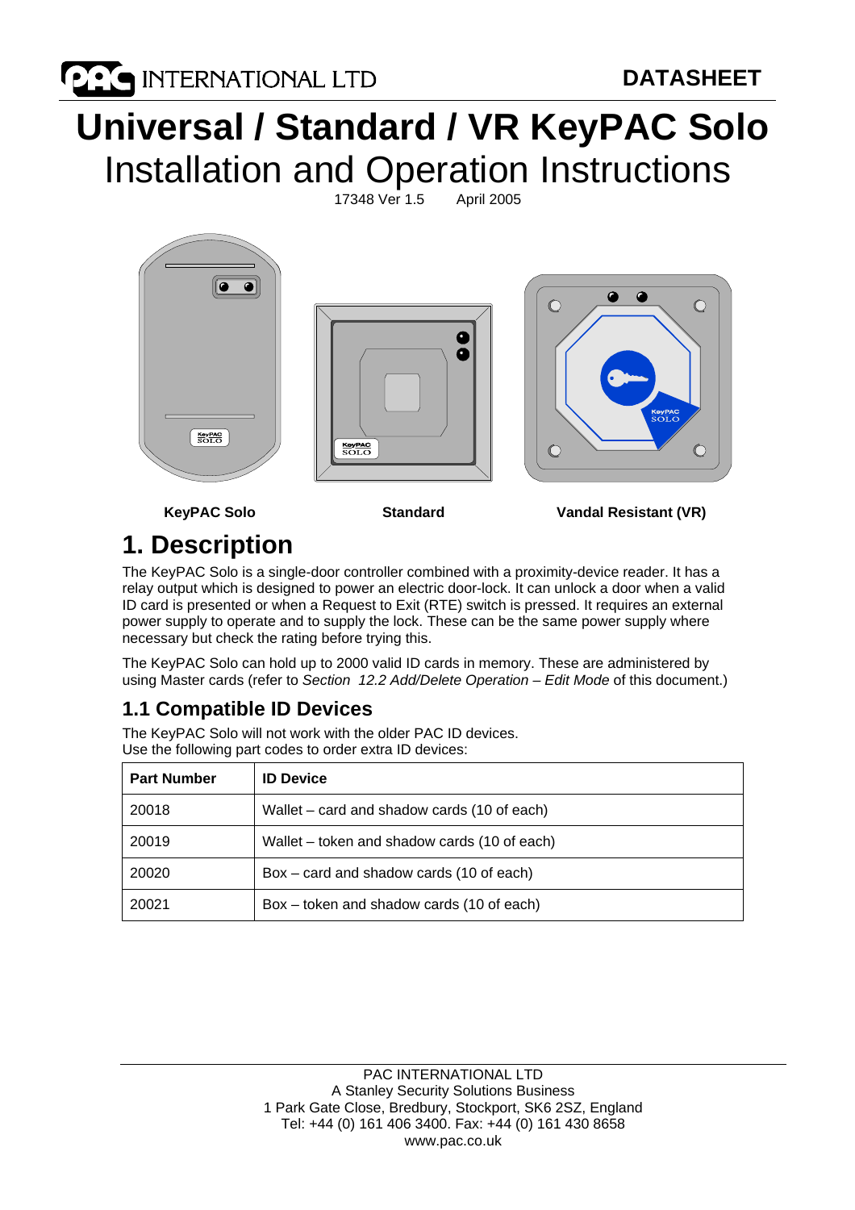PAC INTERNATIONAL LTD

**DATASHEET**

# Universal / Standard / VR KeyPAC Solo

## Installation and Operation Instructions

17348 Ver 1.5 April 2005

**KeyPAC Solo** **Standard** **Vandal Resistant (VR)**

# 1. Description

The KeyPAC Solo is a single-door controller combined with a proximity-device reader. It has a relay output which is designed to power an electric door-lock. It can unlock a door when a valid ID card is presented or when a Request to Exit (RTE) switch is pressed. It requires an external power supply to operate and to supply the lock. These can be the same power supply where necessary but check the rating before trying this.

The KeyPAC Solo can hold up to 2000 valid ID cards in memory. These are administered by using Master cards (refer to *Section 12.2 Add/Delete Operation – Edit Mode* of this document.)

## 1.1 Compatible ID Devices

The KeyPAC Solo will not work with the older PAC ID devices.
Use the following part codes to order extra ID devices:

| Part Number | ID Device |
|---|---|
| 20018 | Wallet – card and shadow cards (10 of each) |
| 20019 | Wallet – token and shadow cards (10 of each) |
| 20020 | Box – card and shadow cards (10 of each) |
| 20021 | Box – token and shadow cards (10 of each) |

PAC INTERNATIONAL LTD
A Stanley Security Solutions Business
1 Park Gate Close, Bredbury, Stockport, SK6 2SZ, England
Tel: +44 (0) 161 406 3400. Fax: +44 (0) 161 430 8658
www.pac.co.uk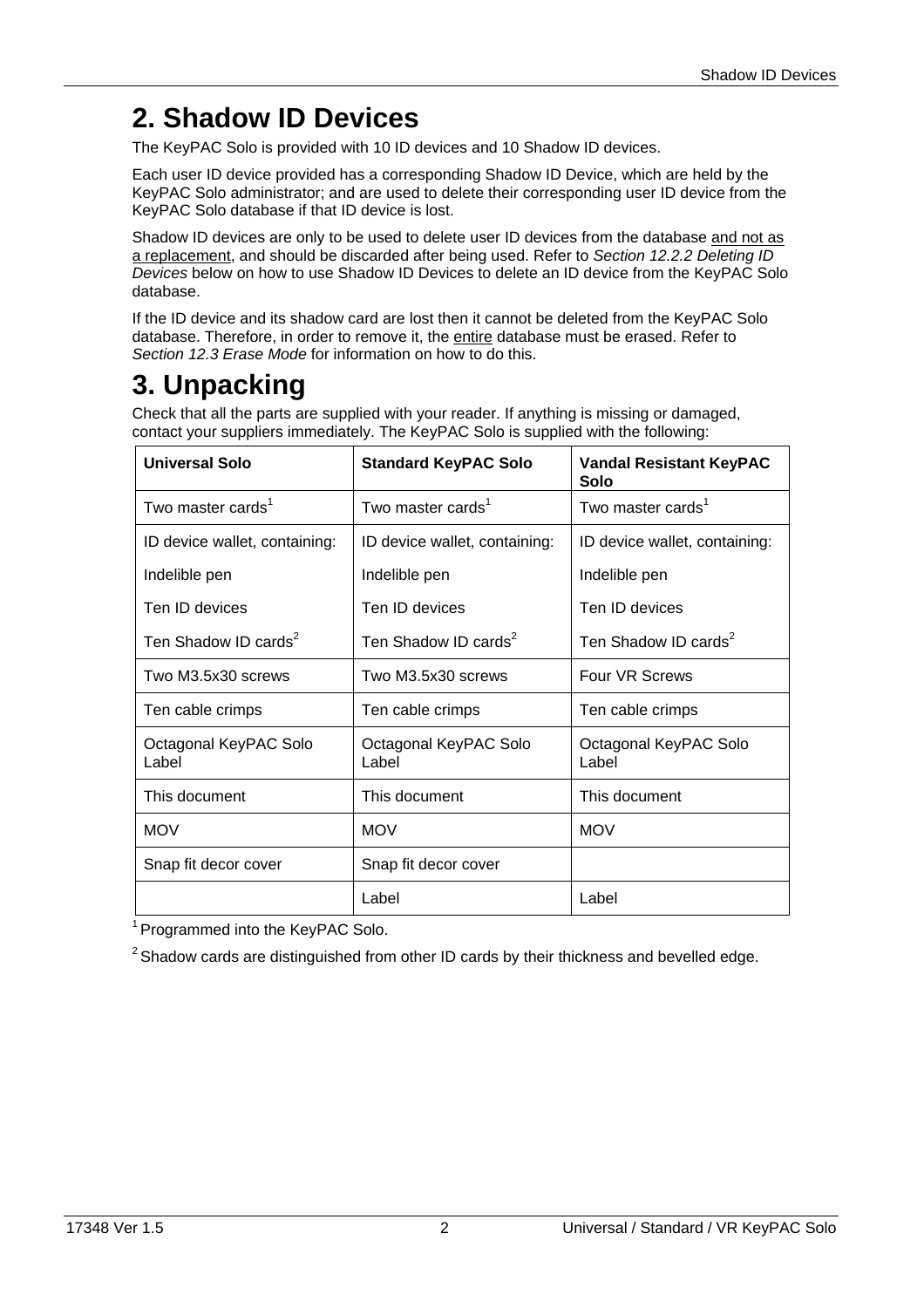# 2. Shadow ID Devices

The KeyPAC Solo is provided with 10 ID devices and 10 Shadow ID devices.

Each user ID device provided has a corresponding Shadow ID Device, which are held by the KeyPAC Solo administrator; and are used to delete their corresponding user ID device from the KeyPAC Solo database if that ID device is lost.

Shadow ID devices are only to be used to delete user ID devices from the database and not as a replacement, and should be discarded after being used. Refer to *Section 12.2.2 Deleting ID Devices* below on how to use Shadow ID Devices to delete an ID device from the KeyPAC Solo database.

If the ID device and its shadow card are lost then it cannot be deleted from the KeyPAC Solo database. Therefore, in order to remove it, the entire database must be erased. Refer to *Section 12.3 Erase Mode* for information on how to do this.

# 3. Unpacking

Check that all the parts are supplied with your reader. If anything is missing or damaged, contact your suppliers immediately. The KeyPAC Solo is supplied with the following:

| **Universal Solo** | **Standard KeyPAC Solo** | **Vandal Resistant KeyPAC Solo** |
|---|---|---|
| Two master cards[1] | Two master cards[1] | Two master cards[1] |
| ID device wallet, containing:<br>Indelible pen<br>Ten ID devices<br>Ten Shadow ID cards[2] | ID device wallet, containing:<br>Indelible pen<br>Ten ID devices<br>Ten Shadow ID cards[2] | ID device wallet, containing:<br>Indelible pen<br>Ten ID devices<br>Ten Shadow ID cards[2] |
| Two M3.5x30 screws | Two M3.5x30 screws | Four VR Screws |
| Ten cable crimps | Ten cable crimps | Ten cable crimps |
| Octagonal KeyPAC Solo Label | Octagonal KeyPAC Solo Label | Octagonal KeyPAC Solo Label |
| This document | This document | This document |
| MOV | MOV | MOV |
| Snap fit decor cover | Snap fit decor cover | |
| | Label | Label |

[1] Programmed into the KeyPAC Solo.

[2] Shadow cards are distinguished from other ID cards by their thickness and bevelled edge.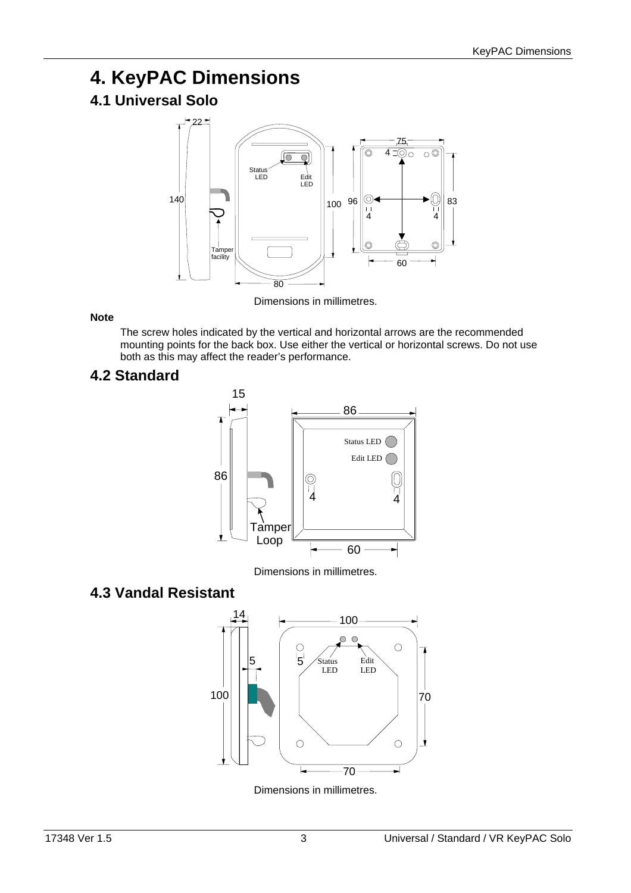# 4. KeyPAC Dimensions

## 4.1 Universal Solo

22
140
Status LED
Edit LED
Tamper facility
100
80
75
4
96
83
4
4
60

Dimensions in millimetres.

**Note**

The screw holes indicated by the vertical and horizontal arrows are the recommended mounting points for the back box. Use either the vertical or horizontal screws. Do not use both as this may affect the reader's performance.

## 4.2 Standard

15
86
86
Status LED
Edit LED
4
4
Tamper Loop
60

Dimensions in millimetres.

## 4.3 Vandal Resistant

14
100
100
5
5
Status LED
Edit LED
70
70

Dimensions in millimetres.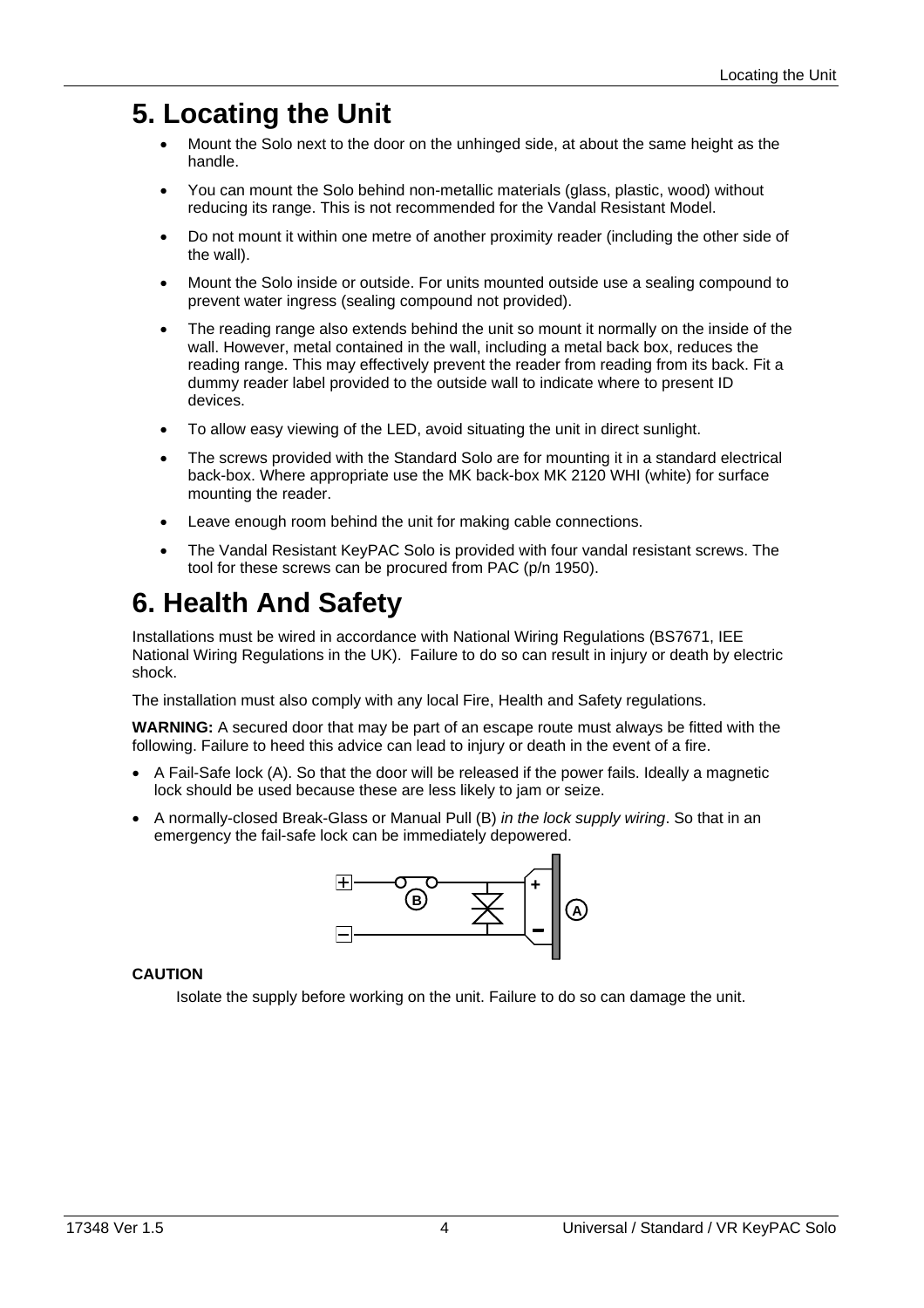# 5. Locating the Unit

- Mount the Solo next to the door on the unhinged side, at about the same height as the handle.
- You can mount the Solo behind non-metallic materials (glass, plastic, wood) without reducing its range. This is not recommended for the Vandal Resistant Model.
- Do not mount it within one metre of another proximity reader (including the other side of the wall).
- Mount the Solo inside or outside. For units mounted outside use a sealing compound to prevent water ingress (sealing compound not provided).
- The reading range also extends behind the unit so mount it normally on the inside of the wall. However, metal contained in the wall, including a metal back box, reduces the reading range. This may effectively prevent the reader from reading from its back. Fit a dummy reader label provided to the outside wall to indicate where to present ID devices.
- To allow easy viewing of the LED, avoid situating the unit in direct sunlight.
- The screws provided with the Standard Solo are for mounting it in a standard electrical back-box. Where appropriate use the MK back-box MK 2120 WHI (white) for surface mounting the reader.
- Leave enough room behind the unit for making cable connections.
- The Vandal Resistant KeyPAC Solo is provided with four vandal resistant screws. The tool for these screws can be procured from PAC (p/n 1950).

# 6. Health And Safety

Installations must be wired in accordance with National Wiring Regulations (BS7671, IEE National Wiring Regulations in the UK). Failure to do so can result in injury or death by electric shock.

The installation must also comply with any local Fire, Health and Safety regulations.

**WARNING:** A secured door that may be part of an escape route must always be fitted with the following. Failure to heed this advice can lead to injury or death in the event of a fire.

- A Fail-Safe lock (A). So that the door will be released if the power fails. Ideally a magnetic lock should be used because these are less likely to jam or seize.
- A normally-closed Break-Glass or Manual Pull (B) *in the lock supply wiring*. So that in an emergency the fail-safe lock can be immediately depowered.

+
B
A
+
−
−

**CAUTION**

Isolate the supply before working on the unit. Failure to do so can damage the unit.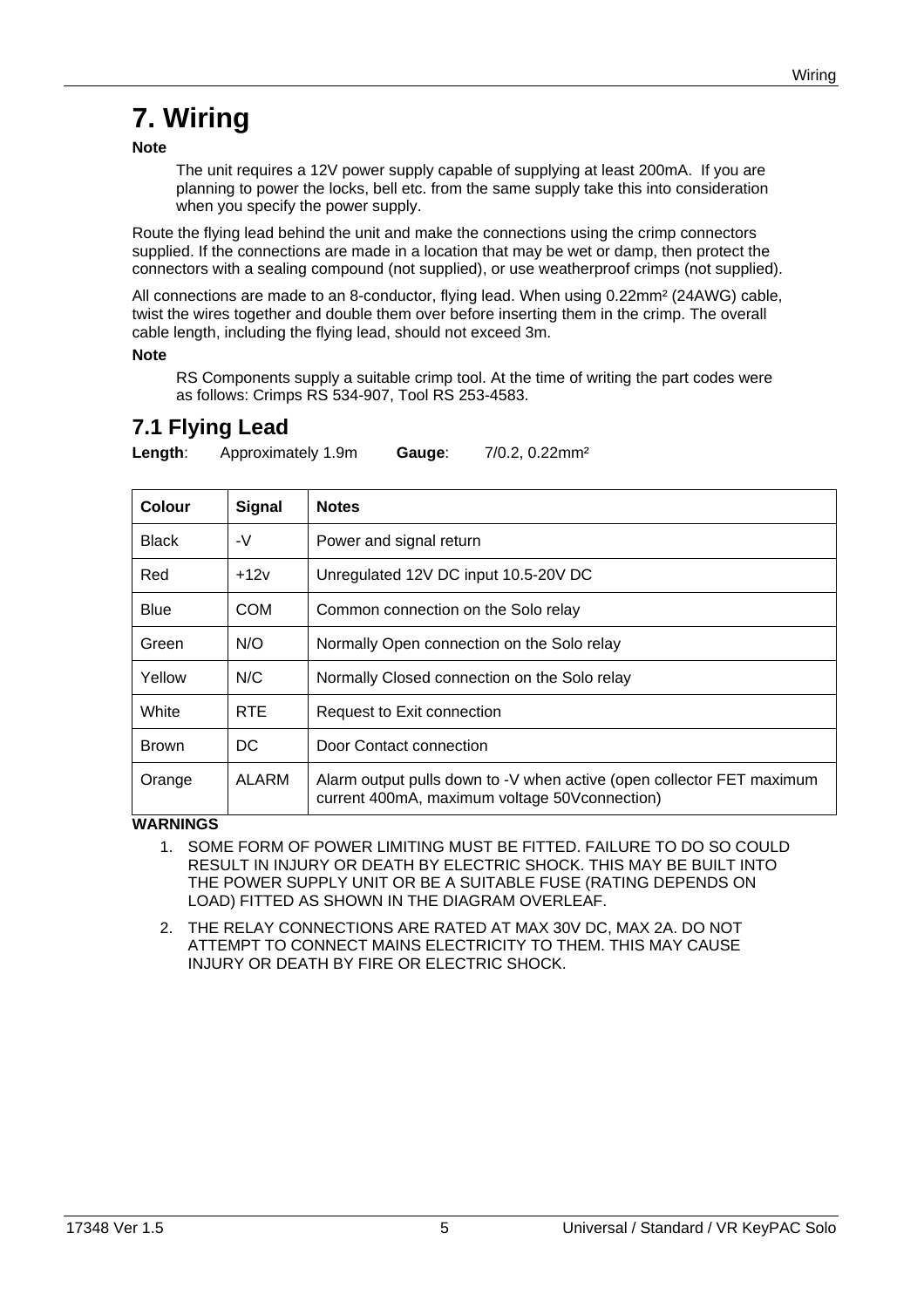# 7. Wiring

**Note**

> The unit requires a 12V power supply capable of supplying at least 200mA. If you are planning to power the locks, bell etc. from the same supply take this into consideration when you specify the power supply.

Route the flying lead behind the unit and make the connections using the crimp connectors supplied. If the connections are made in a location that may be wet or damp, then protect the connectors with a sealing compound (not supplied), or use weatherproof crimps (not supplied).

All connections are made to an 8-conductor, flying lead. When using 0.22mm² (24AWG) cable, twist the wires together and double them over before inserting them in the crimp. The overall cable length, including the flying lead, should not exceed 3m.

**Note**

> RS Components supply a suitable crimp tool. At the time of writing the part codes were as follows: Crimps RS 534-907, Tool RS 253-4583.

## 7.1 Flying Lead

**Length**: Approximately 1.9m **Gauge**: 7/0.2, 0.22mm²

| Colour | Signal | Notes |
|---|---|---|
| Black | -V | Power and signal return |
| Red | +12v | Unregulated 12V DC input 10.5-20V DC |
| Blue | COM | Common connection on the Solo relay |
| Green | N/O | Normally Open connection on the Solo relay |
| Yellow | N/C | Normally Closed connection on the Solo relay |
| White | RTE | Request to Exit connection |
| Brown | DC | Door Contact connection |
| Orange | ALARM | Alarm output pulls down to -V when active (open collector FET maximum current 400mA, maximum voltage 50Vconnection) |

**WARNINGS**

1. SOME FORM OF POWER LIMITING MUST BE FITTED. FAILURE TO DO SO COULD RESULT IN INJURY OR DEATH BY ELECTRIC SHOCK. THIS MAY BE BUILT INTO THE POWER SUPPLY UNIT OR BE A SUITABLE FUSE (RATING DEPENDS ON LOAD) FITTED AS SHOWN IN THE DIAGRAM OVERLEAF.
2. THE RELAY CONNECTIONS ARE RATED AT MAX 30V DC, MAX 2A. DO NOT ATTEMPT TO CONNECT MAINS ELECTRICITY TO THEM. THIS MAY CAUSE INJURY OR DEATH BY FIRE OR ELECTRIC SHOCK.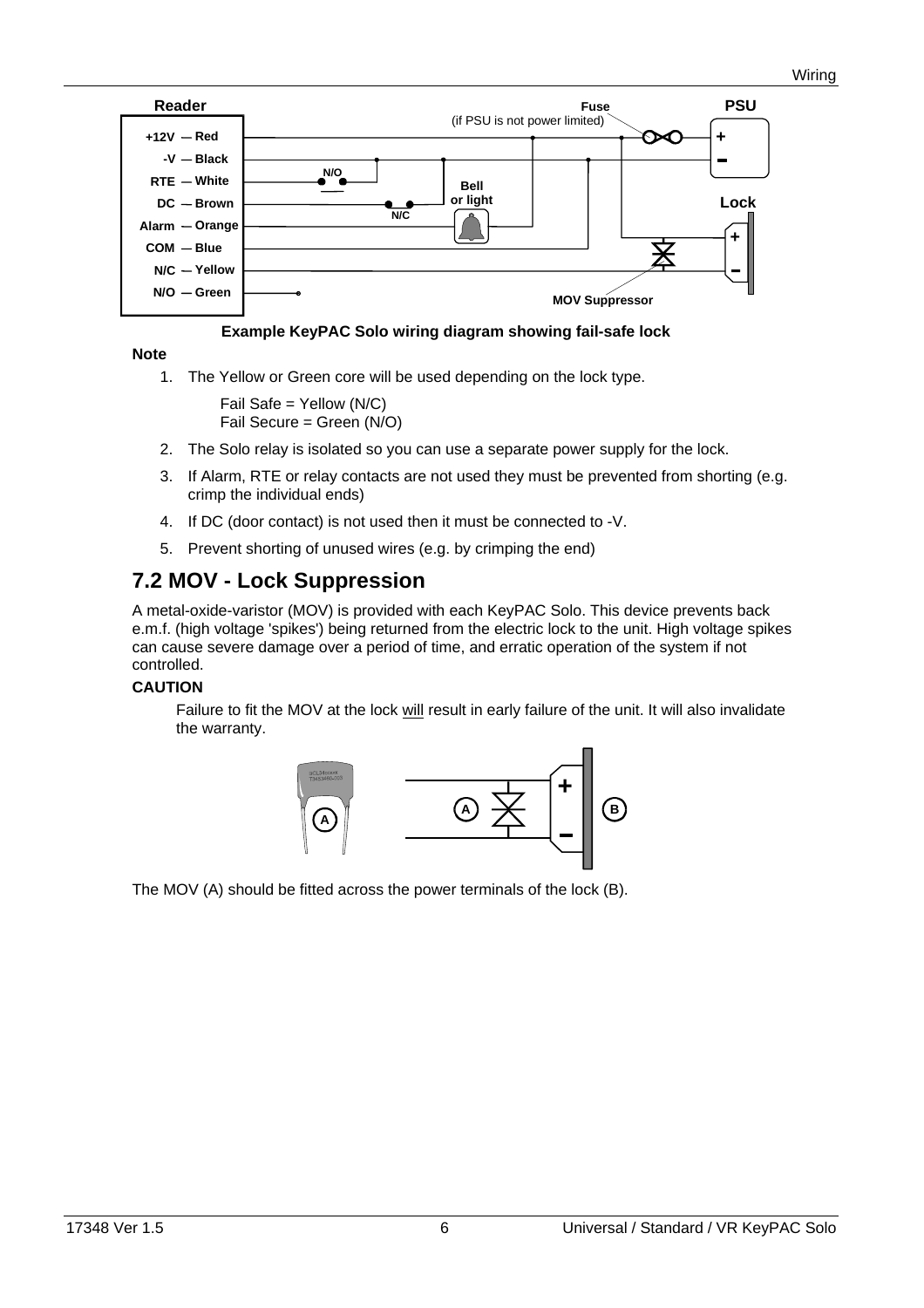Reader

+12V — Red
-V — Black
RTE — White
DC — Brown
Alarm — Orange
COM — Blue
N/C — Yellow
N/O — Green

N/O
N/C
Bell or light
Fuse (if PSU is not power limited)
PSU
Lock
MOV Suppressor

**Example KeyPAC Solo wiring diagram showing fail-safe lock**

**Note**

1. The Yellow or Green core will be used depending on the lock type.

   Fail Safe = Yellow (N/C)
   Fail Secure = Green (N/O)

2. The Solo relay is isolated so you can use a separate power supply for the lock.
3. If Alarm, RTE or relay contacts are not used they must be prevented from shorting (e.g. crimp the individual ends)
4. If DC (door contact) is not used then it must be connected to -V.
5. Prevent shorting of unused wires (e.g. by crimping the end)

## 7.2 MOV - Lock Suppression

A metal-oxide-varistor (MOV) is provided with each KeyPAC Solo. This device prevents back e.m.f. (high voltage 'spikes') being returned from the electric lock to the unit. High voltage spikes can cause severe damage over a period of time, and erratic operation of the system if not controlled.

**CAUTION**

Failure to fit the MOV at the lock will result in early failure of the unit. It will also invalidate the warranty.

A
A
B

The MOV (A) should be fitted across the power terminals of the lock (B).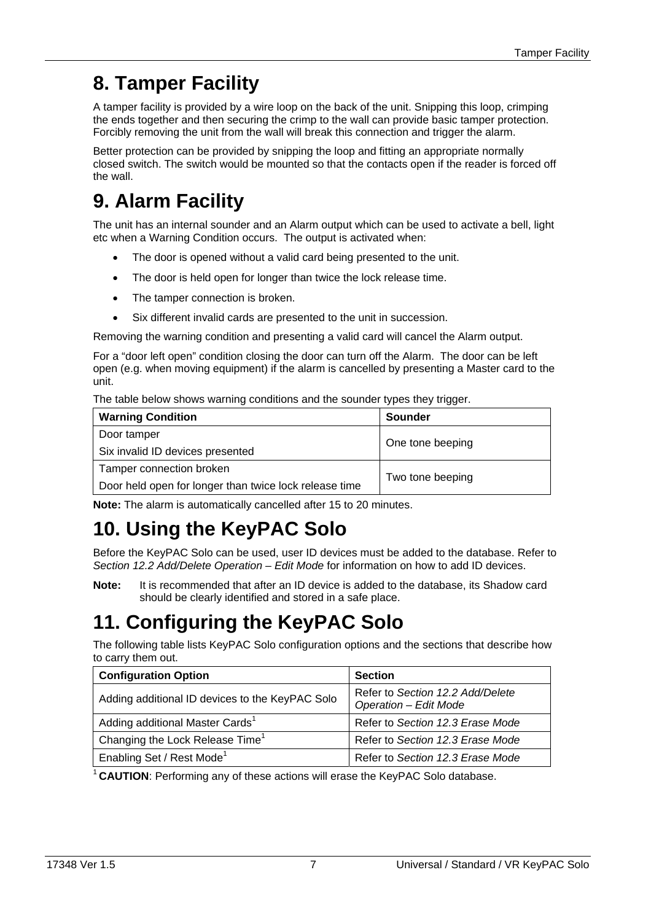# 8. Tamper Facility

A tamper facility is provided by a wire loop on the back of the unit. Snipping this loop, crimping the ends together and then securing the crimp to the wall can provide basic tamper protection. Forcibly removing the unit from the wall will break this connection and trigger the alarm.

Better protection can be provided by snipping the loop and fitting an appropriate normally closed switch. The switch would be mounted so that the contacts open if the reader is forced off the wall.

# 9. Alarm Facility

The unit has an internal sounder and an Alarm output which can be used to activate a bell, light etc when a Warning Condition occurs. The output is activated when:

- The door is opened without a valid card being presented to the unit.
- The door is held open for longer than twice the lock release time.
- The tamper connection is broken.
- Six different invalid cards are presented to the unit in succession.

Removing the warning condition and presenting a valid card will cancel the Alarm output.

For a “door left open” condition closing the door can turn off the Alarm. The door can be left open (e.g. when moving equipment) if the alarm is cancelled by presenting a Master card to the unit.

The table below shows warning conditions and the sounder types they trigger.

| Warning Condition | Sounder |
|---|---|
| Door tamper<br>Six invalid ID devices presented | One tone beeping |
| Tamper connection broken<br>Door held open for longer than twice lock release time | Two tone beeping |

**Note:** The alarm is automatically cancelled after 15 to 20 minutes.

# 10. Using the KeyPAC Solo

Before the KeyPAC Solo can be used, user ID devices must be added to the database. Refer to *Section 12.2 Add/Delete Operation – Edit Mode* for information on how to add ID devices.

**Note:** It is recommended that after an ID device is added to the database, its Shadow card should be clearly identified and stored in a safe place.

# 11. Configuring the KeyPAC Solo

The following table lists KeyPAC Solo configuration options and the sections that describe how to carry them out.

| Configuration Option | Section |
|---|---|
| Adding additional ID devices to the KeyPAC Solo | Refer to *Section 12.2 Add/Delete Operation – Edit Mode* |
| Adding additional Master Cards[1] | Refer to *Section 12.3 Erase Mode* |
| Changing the Lock Release Time[1] | Refer to *Section 12.3 Erase Mode* |
| Enabling Set / Rest Mode[1] | Refer to *Section 12.3 Erase Mode* |

[1] **CAUTION**: Performing any of these actions will erase the KeyPAC Solo database.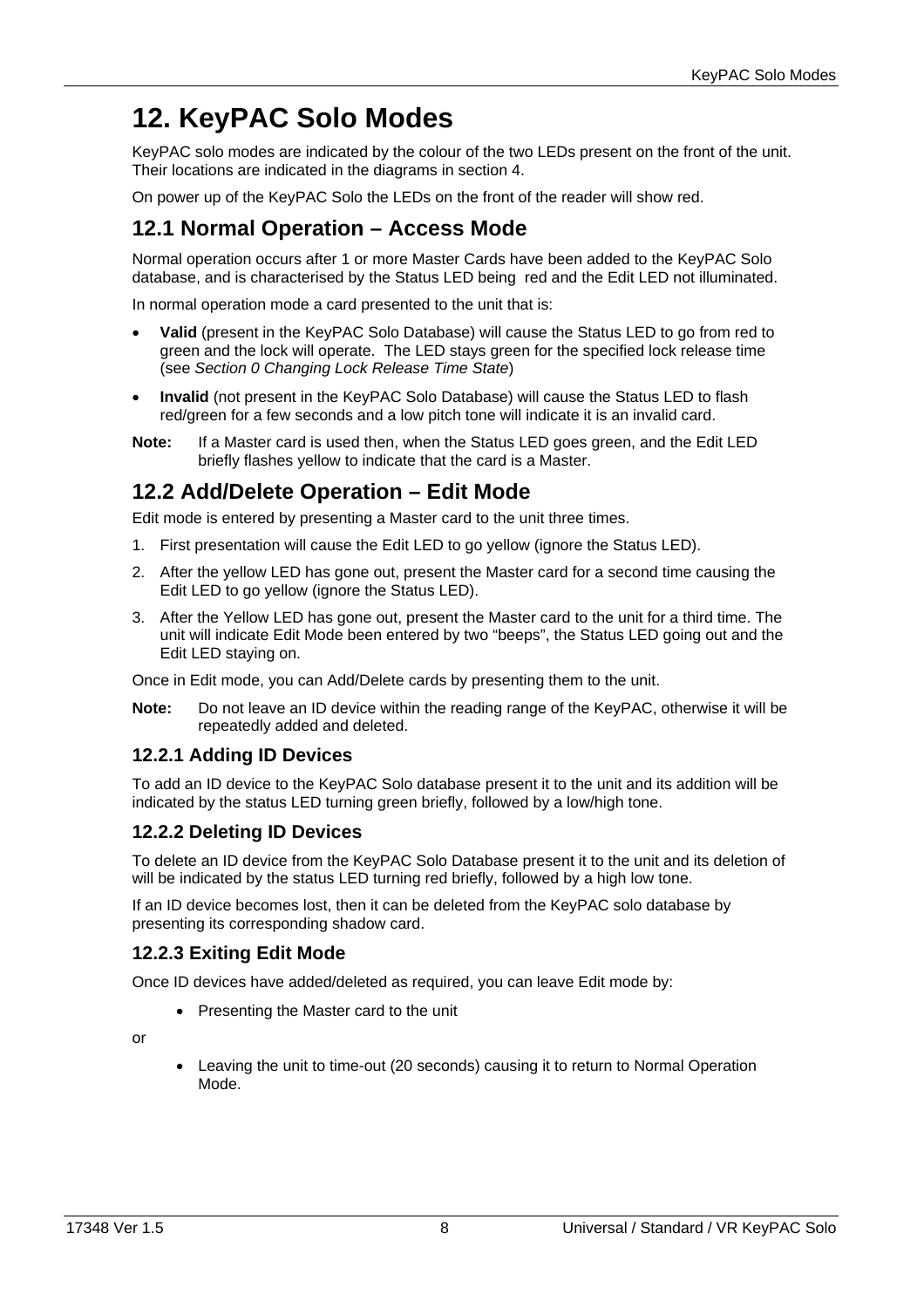# 12. KeyPAC Solo Modes

KeyPAC solo modes are indicated by the colour of the two LEDs present on the front of the unit. Their locations are indicated in the diagrams in section 4.

On power up of the KeyPAC Solo the LEDs on the front of the reader will show red.

## 12.1 Normal Operation – Access Mode

Normal operation occurs after 1 or more Master Cards have been added to the KeyPAC Solo database, and is characterised by the Status LED being red and the Edit LED not illuminated.

In normal operation mode a card presented to the unit that is:

- **Valid** (present in the KeyPAC Solo Database) will cause the Status LED to go from red to green and the lock will operate. The LED stays green for the specified lock release time (see *Section 0 Changing Lock Release Time State*)
- **Invalid** (not present in the KeyPAC Solo Database) will cause the Status LED to flash red/green for a few seconds and a low pitch tone will indicate it is an invalid card.

**Note:** If a Master card is used then, when the Status LED goes green, and the Edit LED briefly flashes yellow to indicate that the card is a Master.

## 12.2 Add/Delete Operation – Edit Mode

Edit mode is entered by presenting a Master card to the unit three times.

1. First presentation will cause the Edit LED to go yellow (ignore the Status LED).
2. After the yellow LED has gone out, present the Master card for a second time causing the Edit LED to go yellow (ignore the Status LED).
3. After the Yellow LED has gone out, present the Master card to the unit for a third time. The unit will indicate Edit Mode been entered by two "beeps", the Status LED going out and the Edit LED staying on.

Once in Edit mode, you can Add/Delete cards by presenting them to the unit.

**Note:** Do not leave an ID device within the reading range of the KeyPAC, otherwise it will be repeatedly added and deleted.

### 12.2.1 Adding ID Devices

To add an ID device to the KeyPAC Solo database present it to the unit and its addition will be indicated by the status LED turning green briefly, followed by a low/high tone.

### 12.2.2 Deleting ID Devices

To delete an ID device from the KeyPAC Solo Database present it to the unit and its deletion of will be indicated by the status LED turning red briefly, followed by a high low tone.

If an ID device becomes lost, then it can be deleted from the KeyPAC solo database by presenting its corresponding shadow card.

### 12.2.3 Exiting Edit Mode

Once ID devices have added/deleted as required, you can leave Edit mode by:

- Presenting the Master card to the unit

or

- Leaving the unit to time-out (20 seconds) causing it to return to Normal Operation Mode.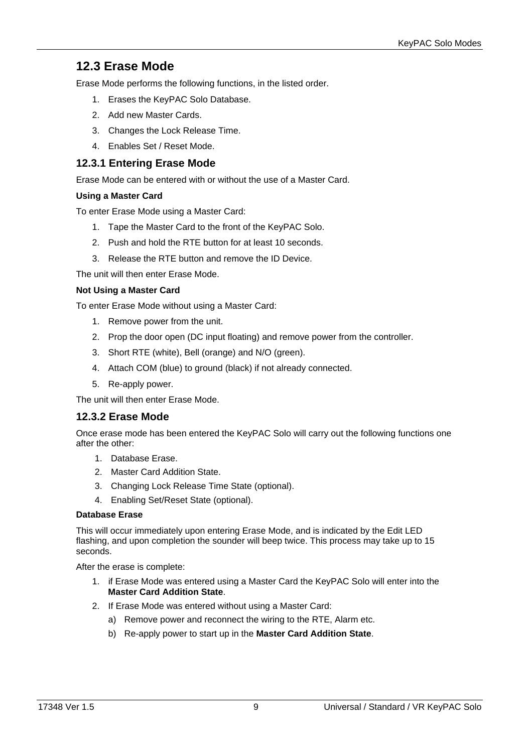## 12.3 Erase Mode

Erase Mode performs the following functions, in the listed order.

1. Erases the KeyPAC Solo Database.
2. Add new Master Cards.
3. Changes the Lock Release Time.
4. Enables Set / Reset Mode.

### 12.3.1 Entering Erase Mode

Erase Mode can be entered with or without the use of a Master Card.

**Using a Master Card**

To enter Erase Mode using a Master Card:

1. Tape the Master Card to the front of the KeyPAC Solo.
2. Push and hold the RTE button for at least 10 seconds.
3. Release the RTE button and remove the ID Device.

The unit will then enter Erase Mode.

**Not Using a Master Card**

To enter Erase Mode without using a Master Card:

1. Remove power from the unit.
2. Prop the door open (DC input floating) and remove power from the controller.
3. Short RTE (white), Bell (orange) and N/O (green).
4. Attach COM (blue) to ground (black) if not already connected.
5. Re-apply power.

The unit will then enter Erase Mode.

### 12.3.2 Erase Mode

Once erase mode has been entered the KeyPAC Solo will carry out the following functions one after the other:

1. Database Erase.
2. Master Card Addition State.
3. Changing Lock Release Time State (optional).
4. Enabling Set/Reset State (optional).

**Database Erase**

This will occur immediately upon entering Erase Mode, and is indicated by the Edit LED flashing, and upon completion the sounder will beep twice. This process may take up to 15 seconds.

After the erase is complete:

1. if Erase Mode was entered using a Master Card the KeyPAC Solo will enter into the **Master Card Addition State**.
2. If Erase Mode was entered without using a Master Card:
   a) Remove power and reconnect the wiring to the RTE, Alarm etc.
   b) Re-apply power to start up in the **Master Card Addition State**.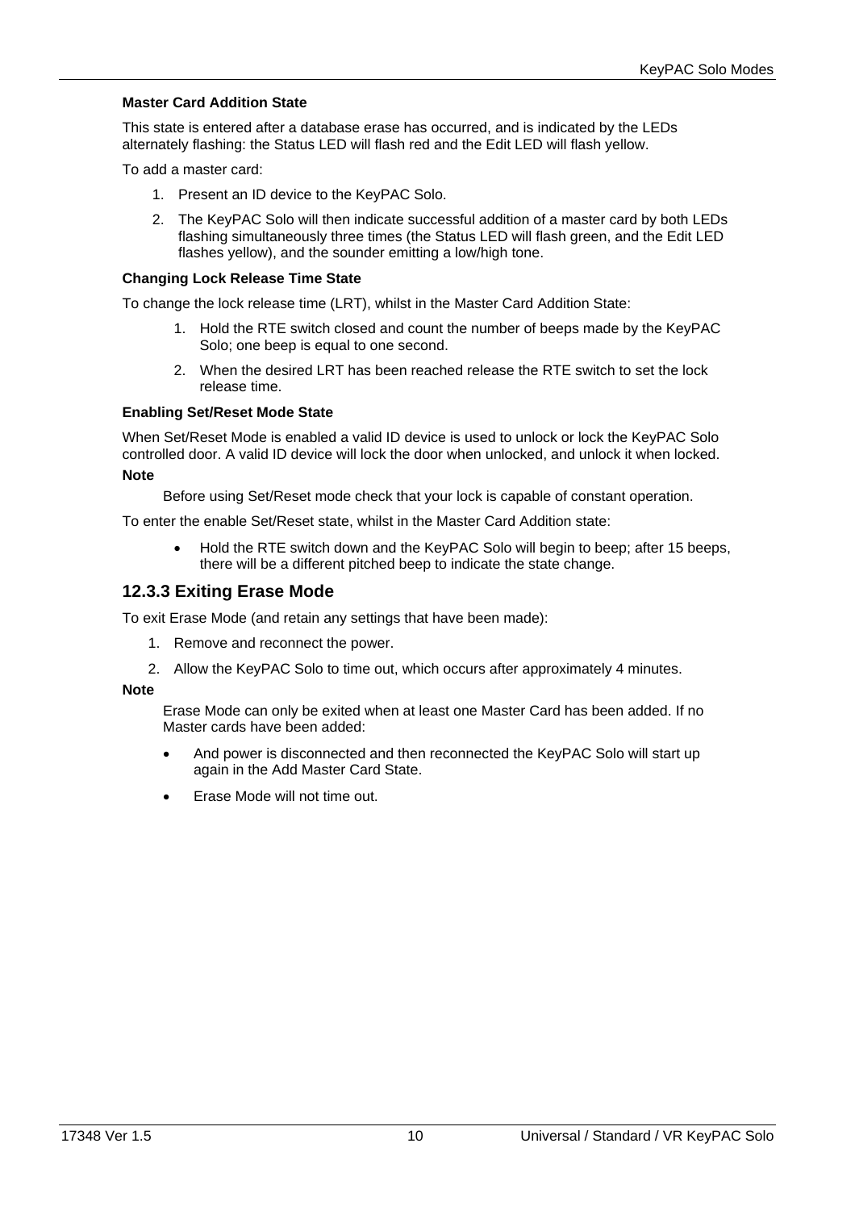**Master Card Addition State**

This state is entered after a database erase has occurred, and is indicated by the LEDs alternately flashing: the Status LED will flash red and the Edit LED will flash yellow.

To add a master card:

1. Present an ID device to the KeyPAC Solo.
2. The KeyPAC Solo will then indicate successful addition of a master card by both LEDs flashing simultaneously three times (the Status LED will flash green, and the Edit LED flashes yellow), and the sounder emitting a low/high tone.

**Changing Lock Release Time State**

To change the lock release time (LRT), whilst in the Master Card Addition State:

1. Hold the RTE switch closed and count the number of beeps made by the KeyPAC Solo; one beep is equal to one second.
2. When the desired LRT has been reached release the RTE switch to set the lock release time.

**Enabling Set/Reset Mode State**

When Set/Reset Mode is enabled a valid ID device is used to unlock or lock the KeyPAC Solo controlled door. A valid ID device will lock the door when unlocked, and unlock it when locked.

**Note**

Before using Set/Reset mode check that your lock is capable of constant operation.

To enter the enable Set/Reset state, whilst in the Master Card Addition state:

- Hold the RTE switch down and the KeyPAC Solo will begin to beep; after 15 beeps, there will be a different pitched beep to indicate the state change.

### 12.3.3 Exiting Erase Mode

To exit Erase Mode (and retain any settings that have been made):

1. Remove and reconnect the power.
2. Allow the KeyPAC Solo to time out, which occurs after approximately 4 minutes.

**Note**

Erase Mode can only be exited when at least one Master Card has been added. If no Master cards have been added:

- And power is disconnected and then reconnected the KeyPAC Solo will start up again in the Add Master Card State.
- Erase Mode will not time out.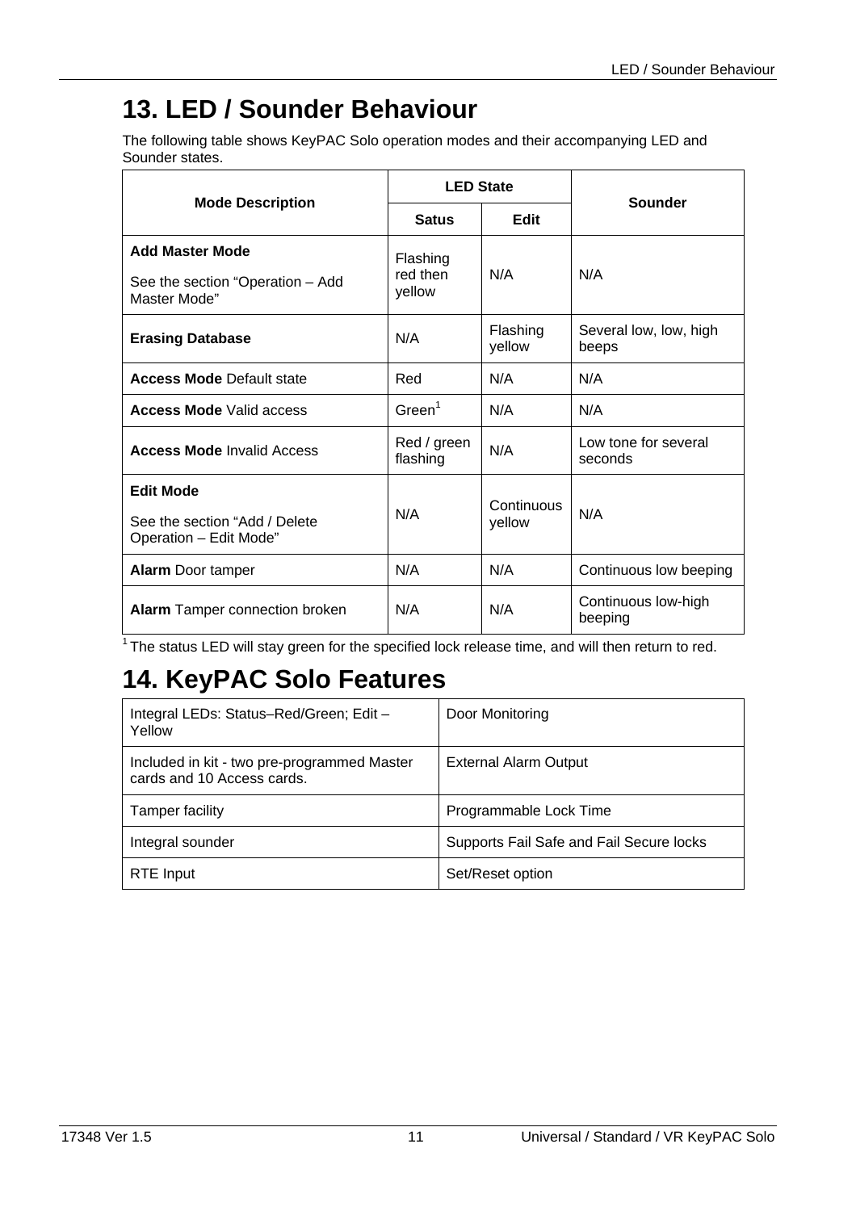# 13. LED / Sounder Behaviour

The following table shows KeyPAC Solo operation modes and their accompanying LED and Sounder states.

| Mode Description | LED State | | Sounder |
|---|---|---|---|
| | Satus | Edit | |
| **Add Master Mode**<br><br>See the section "Operation – Add Master Mode" | Flashing red then yellow | N/A | N/A |
| **Erasing Database** | N/A | Flashing yellow | Several low, low, high beeps |
| **Access Mode** Default state | Red | N/A | N/A |
| **Access Mode** Valid access | Green[1] | N/A | N/A |
| **Access Mode** Invalid Access | Red / green flashing | N/A | Low tone for several seconds |
| **Edit Mode**<br><br>See the section "Add / Delete Operation – Edit Mode" | N/A | Continuous yellow | N/A |
| **Alarm** Door tamper | N/A | N/A | Continuous low beeping |
| **Alarm** Tamper connection broken | N/A | N/A | Continuous low-high beeping |

[1] The status LED will stay green for the specified lock release time, and will then return to red.

# 14. KeyPAC Solo Features

| | |
|---|---|
| Integral LEDs: Status–Red/Green; Edit – Yellow | Door Monitoring |
| Included in kit - two pre-programmed Master cards and 10 Access cards. | External Alarm Output |
| Tamper facility | Programmable Lock Time |
| Integral sounder | Supports Fail Safe and Fail Secure locks |
| RTE Input | Set/Reset option |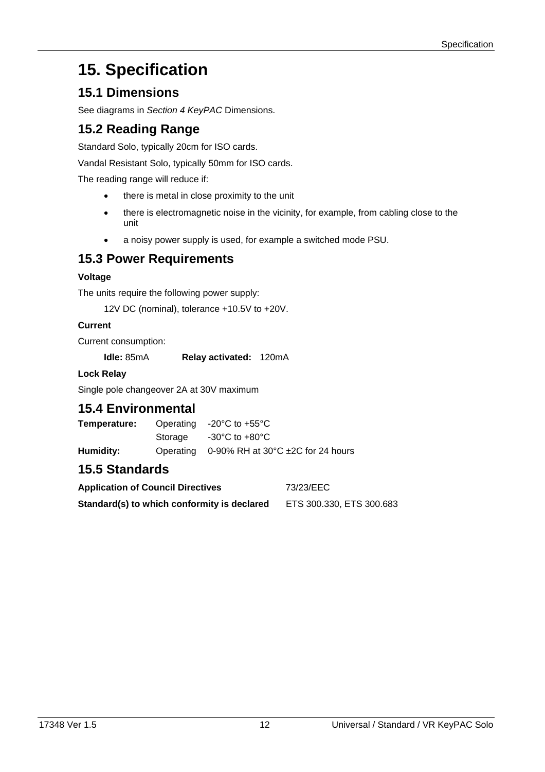// Specification: header structure, tables for environmental and standards sections

# 15. Specification

## 15.1 Dimensions

See diagrams in *Section 4 KeyPAC* Dimensions.

## 15.2 Reading Range

Standard Solo, typically 20cm for ISO cards.

Vandal Resistant Solo, typically 50mm for ISO cards.

The reading range will reduce if:

- there is metal in close proximity to the unit
- there is electromagnetic noise in the vicinity, for example, from cabling close to the unit
- a noisy power supply is used, for example a switched mode PSU.

## 15.3 Power Requirements

**Voltage**

The units require the following power supply:

12V DC (nominal), tolerance +10.5V to +20V.

**Current**

Current consumption:

**Idle:** 85mA **Relay activated:** 120mA

**Lock Relay**

Single pole changeover 2A at 30V maximum

## 15.4 Environmental

| | | |
|---|---|---|
| **Temperature:** | Operating | -20°C to +55°C |
| | Storage | -30°C to +80°C |
| **Humidity:** | Operating | 0-90% RH at 30°C ±2C for 24 hours |

## 15.5 Standards

| | |
|---|---|
| **Application of Council Directives** | 73/23/EEC |
| **Standard(s) to which conformity is declared** | ETS 300.330, ETS 300.683 |